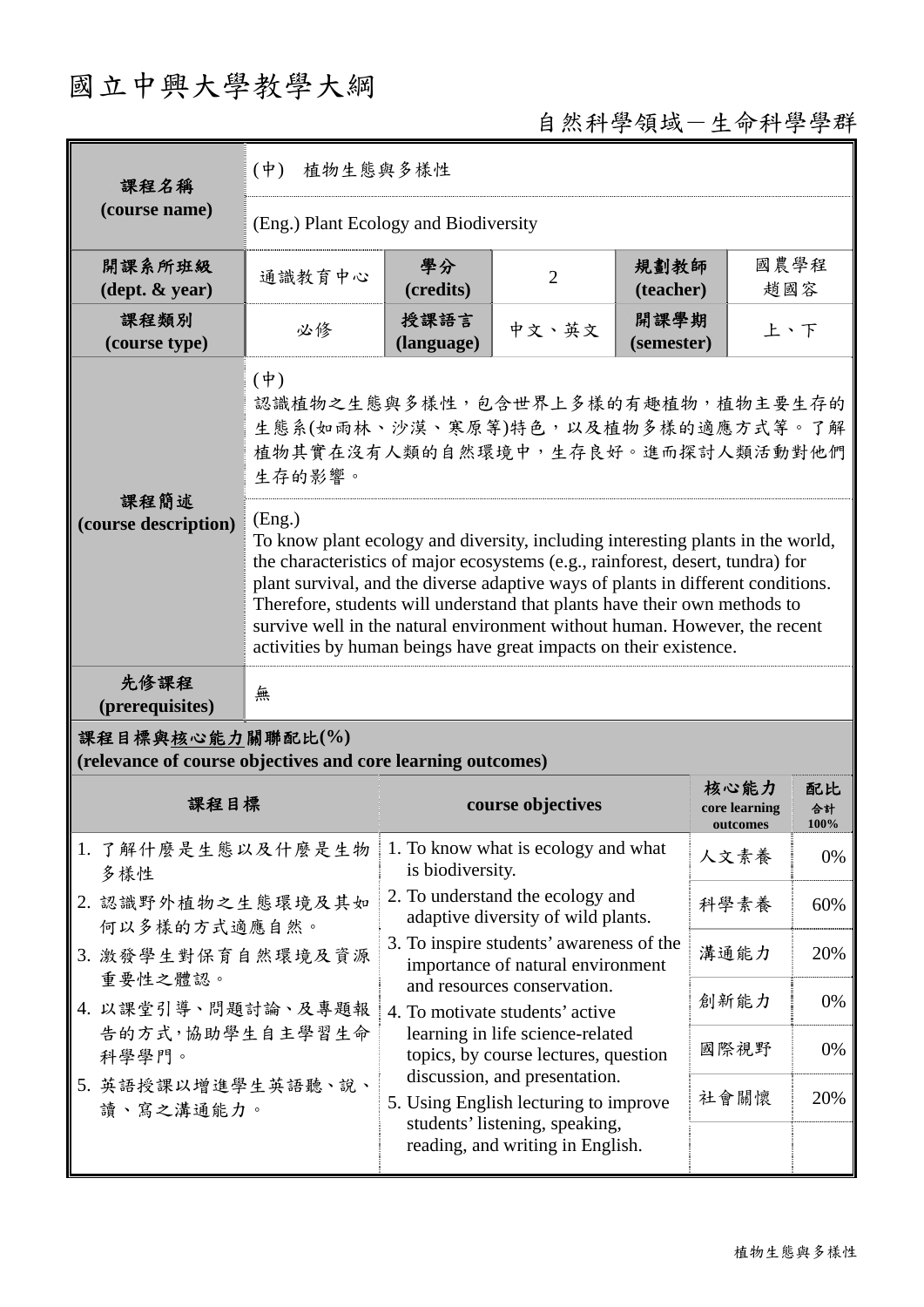# 國立中興大學教學大綱

自然科學領域－生命科學學群

| 課程名稱 (course name) | (中) 植物生態與多樣性 | | | | |
|---|---|---|---|---|---|
| | (Eng.) Plant Ecology and Biodiversity | | | | |
| 開課系所班級 (dept. & year) | 通識教育中心 | 學分 (credits) | 2 | 規劃教師 (teacher) | 國農學程 趙國容 |
| 課程類別 (course type) | 必修 | 授課語言 (language) | 中文、英文 | 開課學期 (semester) | 上、下 |
| 課程簡述 (course description) | (中) 認識植物之生態與多樣性，包含世界上多樣的有趣植物，植物主要生存的生態系(如雨林、沙漠、寒原等)特色，以及植物多樣的適應方式等。了解植物其實在沒有人類的自然環境中，生存良好。進而探討人類活動對他們生存的影響。 | | | | |
| | (Eng.) To know plant ecology and diversity, including interesting plants in the world, the characteristics of major ecosystems (e.g., rainforest, desert, tundra) for plant survival, and the diverse adaptive ways of plants in different conditions. Therefore, students will understand that plants have their own methods to survive well in the natural environment without human. However, the recent activities by human beings have great impacts on their existence. | | | | |
| 先修課程 (prerequisites) | 無 | | | | |

**課程目標與核心能力關聯配比(%) (relevance of course objectives and core learning outcomes)**

| 課程目標 | course objectives | 核心能力 core learning outcomes | 配比 合計 100% |
|---|---|---|---|
| 1. 了解什麼是生態以及什麼是生物多樣性<br>2. 認識野外植物之生態環境及其如何以多樣的方式適應自然。<br>3. 激發學生對保育自然環境及資源重要性之體認。<br>4. 以課堂引導、問題討論、及專題報告的方式，協助學生自主學習生命科學學門。<br>5. 英語授課以增進學生英語聽、說、讀、寫之溝通能力。 | 1. To know what is ecology and what is biodiversity.<br>2. To understand the ecology and adaptive diversity of wild plants.<br>3. To inspire students' awareness of the importance of natural environment and resources conservation.<br>4. To motivate students' active learning in life science-related topics, by course lectures, question discussion, and presentation.<br>5. Using English lecturing to improve students' listening, speaking, reading, and writing in English. | 人文素養 | 0% |
| | | 科學素養 | 60% |
| | | 溝通能力 | 20% |
| | | 創新能力 | 0% |
| | | 國際視野 | 0% |
| | | 社會關懷 | 20% |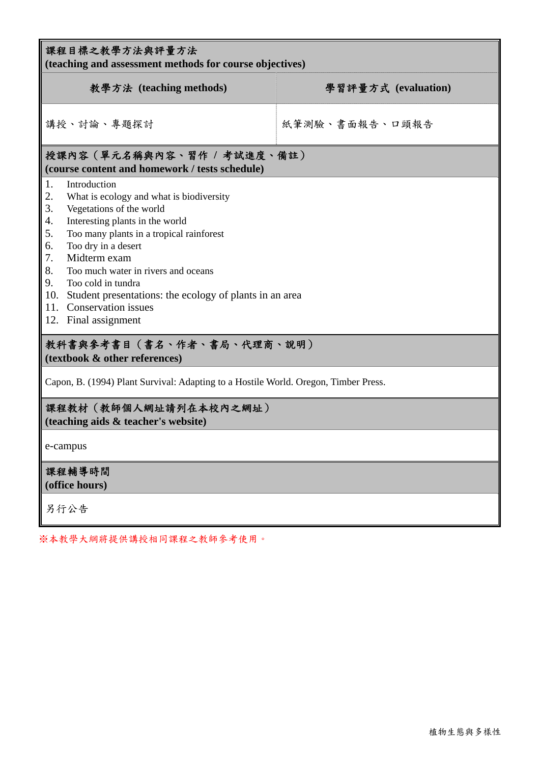| 課程目標之教學方法與評量方法 (teaching and assessment methods for course objectives) | |
|---|---|
| 教學方法 (teaching methods) | 學習評量方式 (evaluation) |
| 講授、討論、專題探討 | 紙筆測驗、書面報告、口頭報告 |

**授課內容（單元名稱與內容、習作 / 考試進度、備註）**
**(course content and homework / tests schedule)**

1. Introduction
2. What is ecology and what is biodiversity
3. Vegetations of the world
4. Interesting plants in the world
5. Too many plants in a tropical rainforest
6. Too dry in a desert
7. Midterm exam
8. Too much water in rivers and oceans
9. Too cold in tundra
10. Student presentations: the ecology of plants in an area
11. Conservation issues
12. Final assignment

**教科書與參考書目（書名、作者、書局、代理商、說明）**
**(textbook & other references)**

Capon, B. (1994) Plant Survival: Adapting to a Hostile World. Oregon, Timber Press.

**課程教材（教師個人網址請列在本校內之網址）**
**(teaching aids & teacher's website)**

e-campus

**課程輔導時間**
**(office hours)**

另行公告

※本教學大綱將提供講授相同課程之教師參考使用。